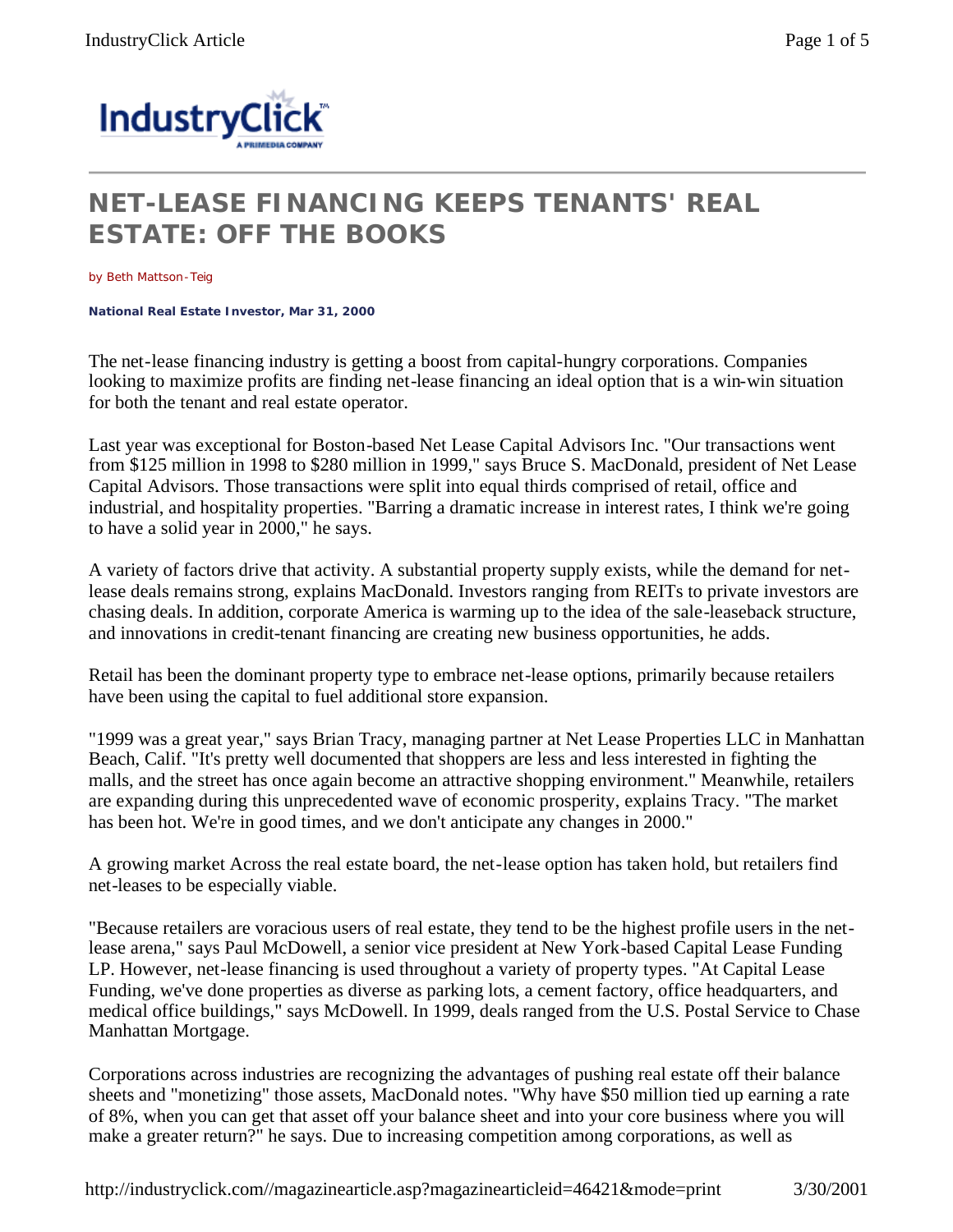# NET-LEASE FINANCING KEEPS TENANTS' REAL ESTATE: OFF THE BOOKS

by Beth Mattson-Teig

**National Real Estate Investor, Mar 31, 2000**

The net-lease financing industry is getting a boost from capital-hungry corporations. Companies looking to maximize profits are finding net-lease financing an ideal option that is a win-win situation for both the tenant and real estate operator.

Last year was exceptional for Boston-based Net Lease Capital Advisors Inc. "Our transactions went from $125 million in 1998 to $280 million in 1999," says Bruce S. MacDonald, president of Net Lease Capital Advisors. Those transactions were split into equal thirds comprised of retail, office and industrial, and hospitality properties. "Barring a dramatic increase in interest rates, I think we're going to have a solid year in 2000," he says.

A variety of factors drive that activity. A substantial property supply exists, while the demand for net-lease deals remains strong, explains MacDonald. Investors ranging from REITs to private investors are chasing deals. In addition, corporate America is warming up to the idea of the sale-leaseback structure, and innovations in credit-tenant financing are creating new business opportunities, he adds.

Retail has been the dominant property type to embrace net-lease options, primarily because retailers have been using the capital to fuel additional store expansion.

"1999 was a great year," says Brian Tracy, managing partner at Net Lease Properties LLC in Manhattan Beach, Calif. "It's pretty well documented that shoppers are less and less interested in fighting the malls, and the street has once again become an attractive shopping environment." Meanwhile, retailers are expanding during this unprecedented wave of economic prosperity, explains Tracy. "The market has been hot. We're in good times, and we don't anticipate any changes in 2000."

A growing market Across the real estate board, the net-lease option has taken hold, but retailers find net-leases to be especially viable.

"Because retailers are voracious users of real estate, they tend to be the highest profile users in the net-lease arena," says Paul McDowell, a senior vice president at New York-based Capital Lease Funding LP. However, net-lease financing is used throughout a variety of property types. "At Capital Lease Funding, we've done properties as diverse as parking lots, a cement factory, office headquarters, and medical office buildings," says McDowell. In 1999, deals ranged from the U.S. Postal Service to Chase Manhattan Mortgage.

Corporations across industries are recognizing the advantages of pushing real estate off their balance sheets and "monetizing" those assets, MacDonald notes. "Why have $50 million tied up earning a rate of 8%, when you can get that asset off your balance sheet and into your core business where you will make a greater return?" he says. Due to increasing competition among corporations, as well as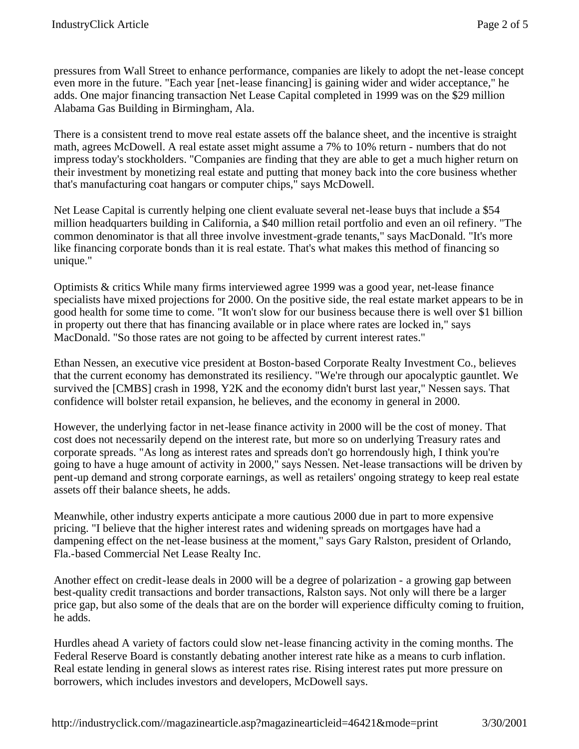pressures from Wall Street to enhance performance, companies are likely to adopt the net-lease concept even more in the future. "Each year [net-lease financing] is gaining wider and wider acceptance," he adds. One major financing transaction Net Lease Capital completed in 1999 was on the $29 million Alabama Gas Building in Birmingham, Ala.

There is a consistent trend to move real estate assets off the balance sheet, and the incentive is straight math, agrees McDowell. A real estate asset might assume a 7% to 10% return - numbers that do not impress today's stockholders. "Companies are finding that they are able to get a much higher return on their investment by monetizing real estate and putting that money back into the core business whether that's manufacturing coat hangars or computer chips," says McDowell.

Net Lease Capital is currently helping one client evaluate several net-lease buys that include a $54 million headquarters building in California, a $40 million retail portfolio and even an oil refinery. "The common denominator is that all three involve investment-grade tenants," says MacDonald. "It's more like financing corporate bonds than it is real estate. That's what makes this method of financing so unique."

Optimists & critics While many firms interviewed agree 1999 was a good year, net-lease finance specialists have mixed projections for 2000. On the positive side, the real estate market appears to be in good health for some time to come. "It won't slow for our business because there is well over $1 billion in property out there that has financing available or in place where rates are locked in," says MacDonald. "So those rates are not going to be affected by current interest rates."

Ethan Nessen, an executive vice president at Boston-based Corporate Realty Investment Co., believes that the current economy has demonstrated its resiliency. "We're through our apocalyptic gauntlet. We survived the [CMBS] crash in 1998, Y2K and the economy didn't burst last year," Nessen says. That confidence will bolster retail expansion, he believes, and the economy in general in 2000.

However, the underlying factor in net-lease finance activity in 2000 will be the cost of money. That cost does not necessarily depend on the interest rate, but more so on underlying Treasury rates and corporate spreads. "As long as interest rates and spreads don't go horrendously high, I think you're going to have a huge amount of activity in 2000," says Nessen. Net-lease transactions will be driven by pent-up demand and strong corporate earnings, as well as retailers' ongoing strategy to keep real estate assets off their balance sheets, he adds.

Meanwhile, other industry experts anticipate a more cautious 2000 due in part to more expensive pricing. "I believe that the higher interest rates and widening spreads on mortgages have had a dampening effect on the net-lease business at the moment," says Gary Ralston, president of Orlando, Fla.-based Commercial Net Lease Realty Inc.

Another effect on credit-lease deals in 2000 will be a degree of polarization - a growing gap between best-quality credit transactions and border transactions, Ralston says. Not only will there be a larger price gap, but also some of the deals that are on the border will experience difficulty coming to fruition, he adds.

Hurdles ahead A variety of factors could slow net-lease financing activity in the coming months. The Federal Reserve Board is constantly debating another interest rate hike as a means to curb inflation. Real estate lending in general slows as interest rates rise. Rising interest rates put more pressure on borrowers, which includes investors and developers, McDowell says.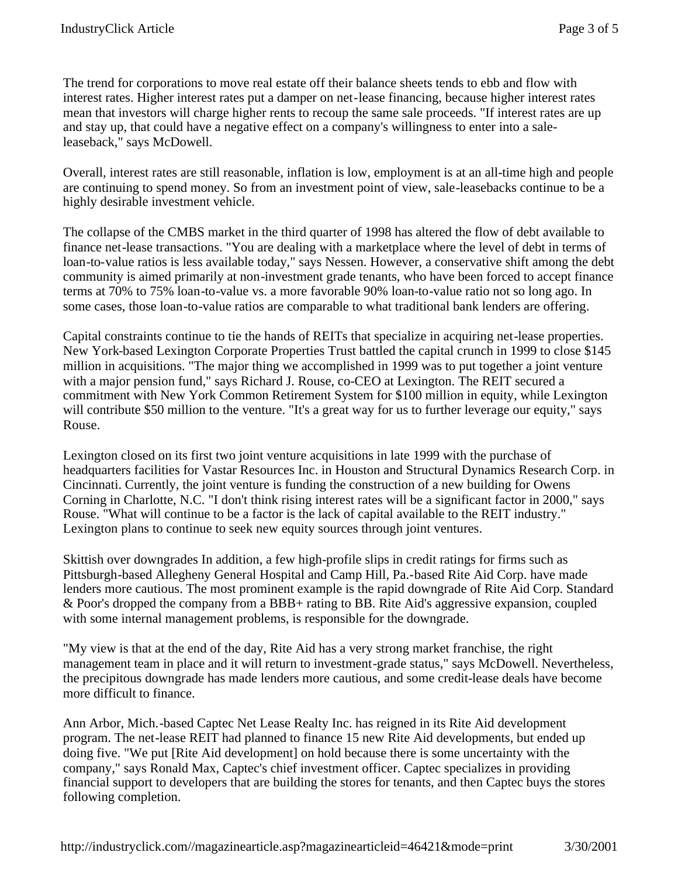The trend for corporations to move real estate off their balance sheets tends to ebb and flow with interest rates. Higher interest rates put a damper on net-lease financing, because higher interest rates mean that investors will charge higher rents to recoup the same sale proceeds. "If interest rates are up and stay up, that could have a negative effect on a company's willingness to enter into a sale-leaseback," says McDowell.

Overall, interest rates are still reasonable, inflation is low, employment is at an all-time high and people are continuing to spend money. So from an investment point of view, sale-leasebacks continue to be a highly desirable investment vehicle.

The collapse of the CMBS market in the third quarter of 1998 has altered the flow of debt available to finance net-lease transactions. "You are dealing with a marketplace where the level of debt in terms of loan-to-value ratios is less available today," says Nessen. However, a conservative shift among the debt community is aimed primarily at non-investment grade tenants, who have been forced to accept finance terms at 70% to 75% loan-to-value vs. a more favorable 90% loan-to-value ratio not so long ago. In some cases, those loan-to-value ratios are comparable to what traditional bank lenders are offering.

Capital constraints continue to tie the hands of REITs that specialize in acquiring net-lease properties. New York-based Lexington Corporate Properties Trust battled the capital crunch in 1999 to close $145 million in acquisitions. "The major thing we accomplished in 1999 was to put together a joint venture with a major pension fund," says Richard J. Rouse, co-CEO at Lexington. The REIT secured a commitment with New York Common Retirement System for $100 million in equity, while Lexington will contribute $50 million to the venture. "It's a great way for us to further leverage our equity," says Rouse.

Lexington closed on its first two joint venture acquisitions in late 1999 with the purchase of headquarters facilities for Vastar Resources Inc. in Houston and Structural Dynamics Research Corp. in Cincinnati. Currently, the joint venture is funding the construction of a new building for Owens Corning in Charlotte, N.C. "I don't think rising interest rates will be a significant factor in 2000," says Rouse. "What will continue to be a factor is the lack of capital available to the REIT industry." Lexington plans to continue to seek new equity sources through joint ventures.

Skittish over downgrades In addition, a few high-profile slips in credit ratings for firms such as Pittsburgh-based Allegheny General Hospital and Camp Hill, Pa.-based Rite Aid Corp. have made lenders more cautious. The most prominent example is the rapid downgrade of Rite Aid Corp. Standard & Poor's dropped the company from a BBB+ rating to BB. Rite Aid's aggressive expansion, coupled with some internal management problems, is responsible for the downgrade.

"My view is that at the end of the day, Rite Aid has a very strong market franchise, the right management team in place and it will return to investment-grade status," says McDowell. Nevertheless, the precipitous downgrade has made lenders more cautious, and some credit-lease deals have become more difficult to finance.

Ann Arbor, Mich.-based Captec Net Lease Realty Inc. has reigned in its Rite Aid development program. The net-lease REIT had planned to finance 15 new Rite Aid developments, but ended up doing five. "We put [Rite Aid development] on hold because there is some uncertainty with the company," says Ronald Max, Captec's chief investment officer. Captec specializes in providing financial support to developers that are building the stores for tenants, and then Captec buys the stores following completion.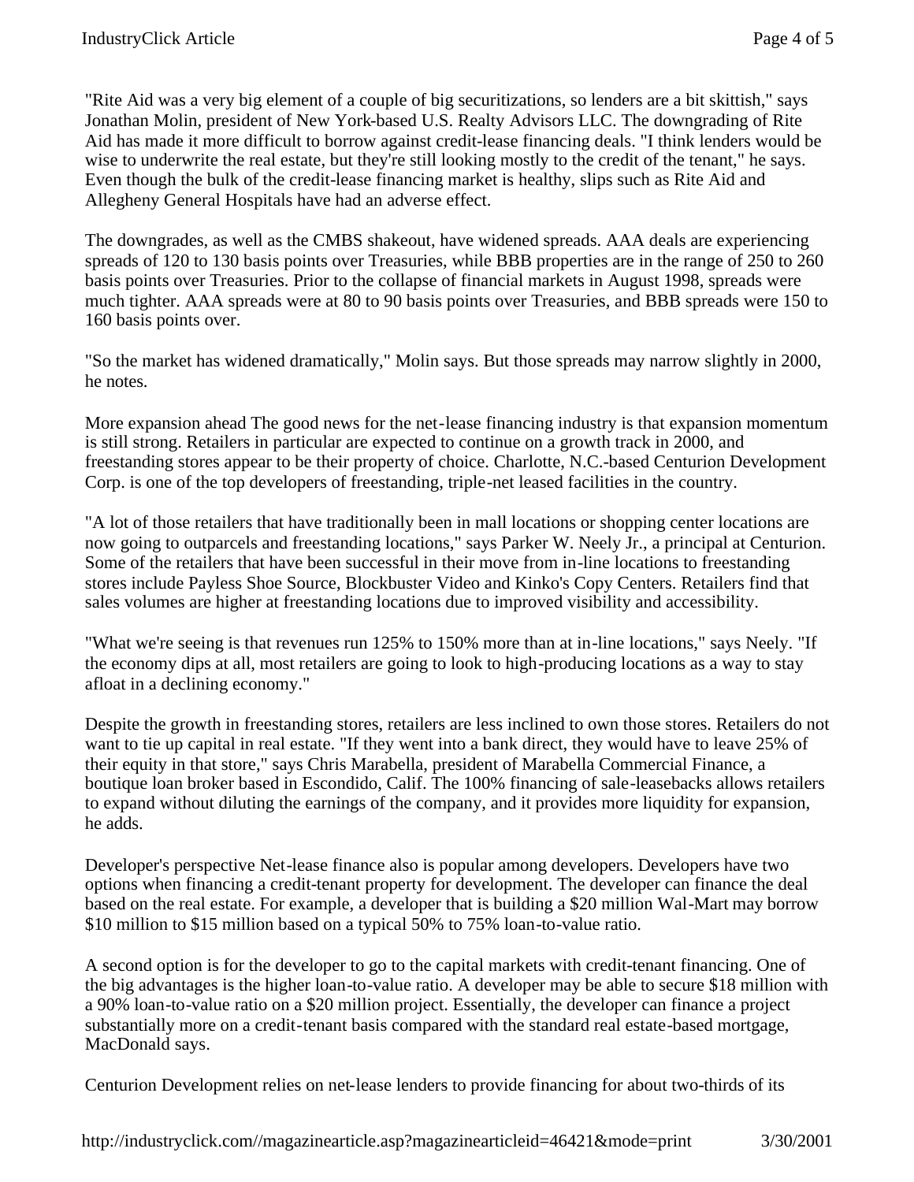"Rite Aid was a very big element of a couple of big securitizations, so lenders are a bit skittish," says Jonathan Molin, president of New York-based U.S. Realty Advisors LLC. The downgrading of Rite Aid has made it more difficult to borrow against credit-lease financing deals. "I think lenders would be wise to underwrite the real estate, but they're still looking mostly to the credit of the tenant," he says. Even though the bulk of the credit-lease financing market is healthy, slips such as Rite Aid and Allegheny General Hospitals have had an adverse effect.

The downgrades, as well as the CMBS shakeout, have widened spreads. AAA deals are experiencing spreads of 120 to 130 basis points over Treasuries, while BBB properties are in the range of 250 to 260 basis points over Treasuries. Prior to the collapse of financial markets in August 1998, spreads were much tighter. AAA spreads were at 80 to 90 basis points over Treasuries, and BBB spreads were 150 to 160 basis points over.

"So the market has widened dramatically," Molin says. But those spreads may narrow slightly in 2000, he notes.

More expansion ahead The good news for the net-lease financing industry is that expansion momentum is still strong. Retailers in particular are expected to continue on a growth track in 2000, and freestanding stores appear to be their property of choice. Charlotte, N.C.-based Centurion Development Corp. is one of the top developers of freestanding, triple-net leased facilities in the country.

"A lot of those retailers that have traditionally been in mall locations or shopping center locations are now going to outparcels and freestanding locations," says Parker W. Neely Jr., a principal at Centurion. Some of the retailers that have been successful in their move from in-line locations to freestanding stores include Payless Shoe Source, Blockbuster Video and Kinko's Copy Centers. Retailers find that sales volumes are higher at freestanding locations due to improved visibility and accessibility.

"What we're seeing is that revenues run 125% to 150% more than at in-line locations," says Neely. "If the economy dips at all, most retailers are going to look to high-producing locations as a way to stay afloat in a declining economy."

Despite the growth in freestanding stores, retailers are less inclined to own those stores. Retailers do not want to tie up capital in real estate. "If they went into a bank direct, they would have to leave 25% of their equity in that store," says Chris Marabella, president of Marabella Commercial Finance, a boutique loan broker based in Escondido, Calif. The 100% financing of sale-leasebacks allows retailers to expand without diluting the earnings of the company, and it provides more liquidity for expansion, he adds.

Developer's perspective Net-lease finance also is popular among developers. Developers have two options when financing a credit-tenant property for development. The developer can finance the deal based on the real estate. For example, a developer that is building a $20 million Wal-Mart may borrow $10 million to $15 million based on a typical 50% to 75% loan-to-value ratio.

A second option is for the developer to go to the capital markets with credit-tenant financing. One of the big advantages is the higher loan-to-value ratio. A developer may be able to secure $18 million with a 90% loan-to-value ratio on a $20 million project. Essentially, the developer can finance a project substantially more on a credit-tenant basis compared with the standard real estate-based mortgage, MacDonald says.

Centurion Development relies on net-lease lenders to provide financing for about two-thirds of its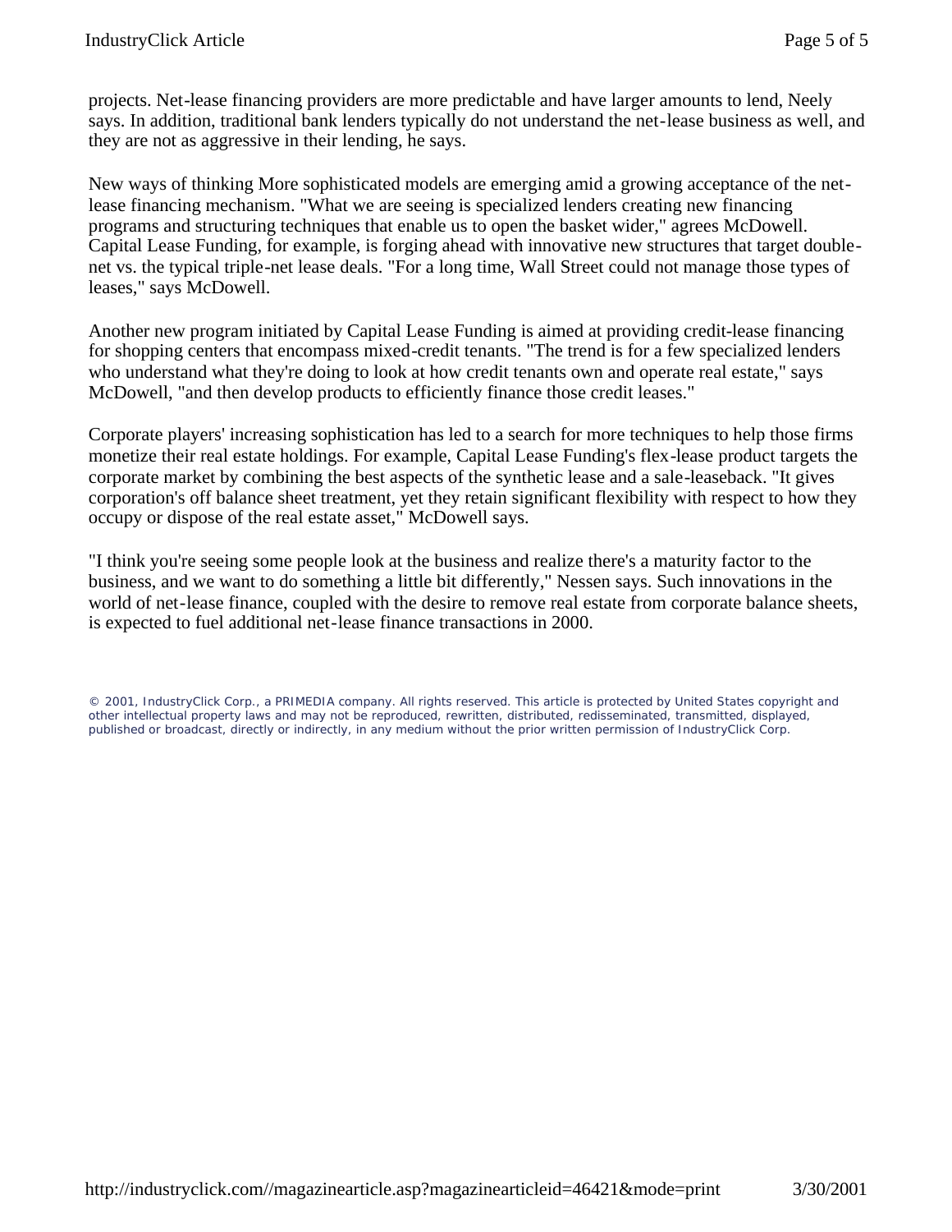projects. Net-lease financing providers are more predictable and have larger amounts to lend, Neely says. In addition, traditional bank lenders typically do not understand the net-lease business as well, and they are not as aggressive in their lending, he says.

New ways of thinking More sophisticated models are emerging amid a growing acceptance of the net-lease financing mechanism. "What we are seeing is specialized lenders creating new financing programs and structuring techniques that enable us to open the basket wider," agrees McDowell. Capital Lease Funding, for example, is forging ahead with innovative new structures that target double-net vs. the typical triple-net lease deals. "For a long time, Wall Street could not manage those types of leases," says McDowell.

Another new program initiated by Capital Lease Funding is aimed at providing credit-lease financing for shopping centers that encompass mixed-credit tenants. "The trend is for a few specialized lenders who understand what they're doing to look at how credit tenants own and operate real estate," says McDowell, "and then develop products to efficiently finance those credit leases."

Corporate players' increasing sophistication has led to a search for more techniques to help those firms monetize their real estate holdings. For example, Capital Lease Funding's flex-lease product targets the corporate market by combining the best aspects of the synthetic lease and a sale-leaseback. "It gives corporation's off balance sheet treatment, yet they retain significant flexibility with respect to how they occupy or dispose of the real estate asset," McDowell says.

"I think you're seeing some people look at the business and realize there's a maturity factor to the business, and we want to do something a little bit differently," Nessen says. Such innovations in the world of net-lease finance, coupled with the desire to remove real estate from corporate balance sheets, is expected to fuel additional net-lease finance transactions in 2000.

© 2001, IndustryClick Corp., a PRIMEDIA company. All rights reserved. This article is protected by United States copyright and other intellectual property laws and may not be reproduced, rewritten, distributed, redisseminated, transmitted, displayed, published or broadcast, directly or indirectly, in any medium without the prior written permission of IndustryClick Corp.